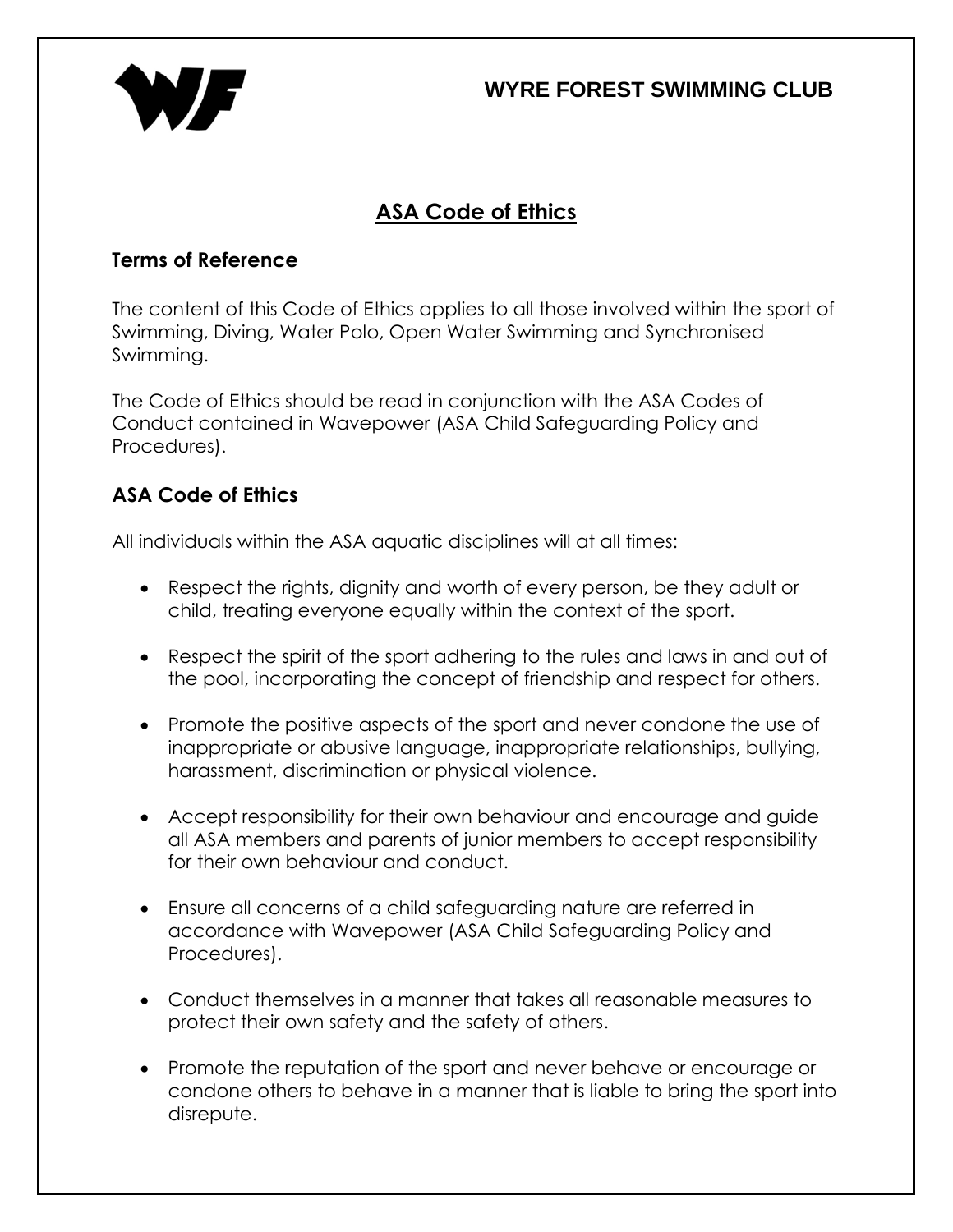**WYRE FOREST SWIMMING CLUB**

# ASA Code of Ethics

## Terms of Reference

The content of this Code of Ethics applies to all those involved within the sport of Swimming, Diving, Water Polo, Open Water Swimming and Synchronised Swimming.

The Code of Ethics should be read in conjunction with the ASA Codes of Conduct contained in Wavepower (ASA Child Safeguarding Policy and Procedures).

## ASA Code of Ethics

All individuals within the ASA aquatic disciplines will at all times:

- Respect the rights, dignity and worth of every person, be they adult or child, treating everyone equally within the context of the sport.
- Respect the spirit of the sport adhering to the rules and laws in and out of the pool, incorporating the concept of friendship and respect for others.
- Promote the positive aspects of the sport and never condone the use of inappropriate or abusive language, inappropriate relationships, bullying, harassment, discrimination or physical violence.
- Accept responsibility for their own behaviour and encourage and guide all ASA members and parents of junior members to accept responsibility for their own behaviour and conduct.
- Ensure all concerns of a child safeguarding nature are referred in accordance with Wavepower (ASA Child Safeguarding Policy and Procedures).
- Conduct themselves in a manner that takes all reasonable measures to protect their own safety and the safety of others.
- Promote the reputation of the sport and never behave or encourage or condone others to behave in a manner that is liable to bring the sport into disrepute.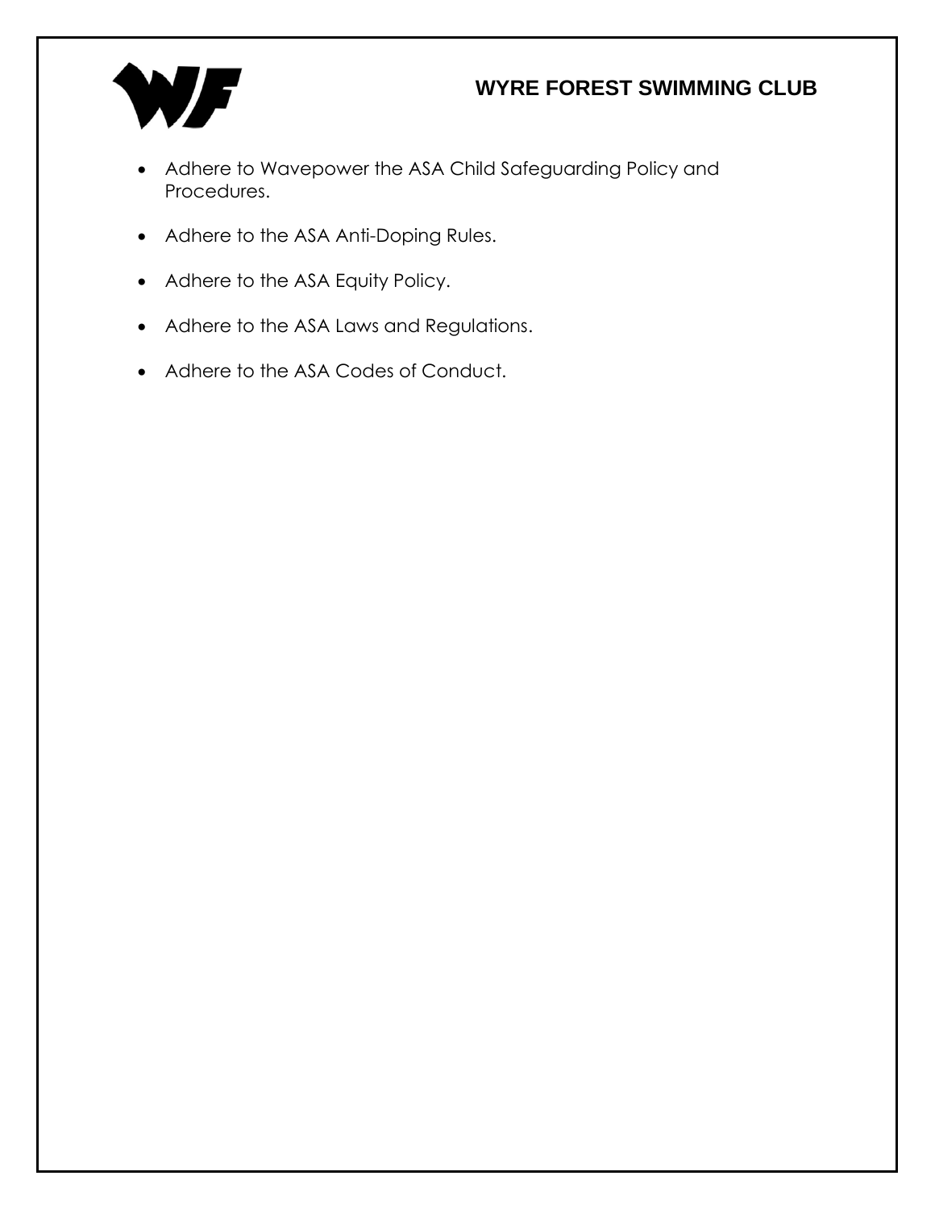- Adhere to Wavepower the ASA Child Safeguarding Policy and Procedures.
- Adhere to the ASA Anti-Doping Rules.
- Adhere to the ASA Equity Policy.
- Adhere to the ASA Laws and Regulations.
- Adhere to the ASA Codes of Conduct.